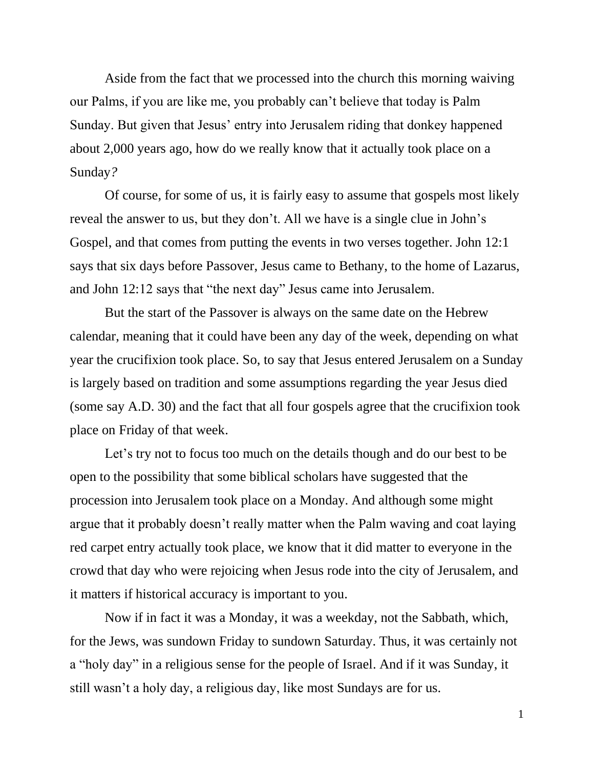Aside from the fact that we processed into the church this morning waiving our Palms, if you are like me, you probably can't believe that today is Palm Sunday. But given that Jesus' entry into Jerusalem riding that donkey happened about 2,000 years ago, how do we really know that it actually took place on a Sunday*?*

Of course, for some of us, it is fairly easy to assume that gospels most likely reveal the answer to us, but they don't. All we have is a single clue in John's Gospel, and that comes from putting the events in two verses together. John 12:1 says that six days before Passover, Jesus came to Bethany, to the home of Lazarus, and John 12:12 says that "the next day" Jesus came into Jerusalem.

But the start of the Passover is always on the same date on the Hebrew calendar, meaning that it could have been any day of the week, depending on what year the crucifixion took place. So, to say that Jesus entered Jerusalem on a Sunday is largely based on tradition and some assumptions regarding the year Jesus died (some say A.D. 30) and the fact that all four gospels agree that the crucifixion took place on Friday of that week.

Let's try not to focus too much on the details though and do our best to be open to the possibility that some biblical scholars have suggested that the procession into Jerusalem took place on a Monday. And although some might argue that it probably doesn't really matter when the Palm waving and coat laying red carpet entry actually took place, we know that it did matter to everyone in the crowd that day who were rejoicing when Jesus rode into the city of Jerusalem, and it matters if historical accuracy is important to you.

Now if in fact it was a Monday, it was a weekday, not the Sabbath, which, for the Jews, was sundown Friday to sundown Saturday. Thus, it was certainly not a "holy day" in a religious sense for the people of Israel. And if it was Sunday, it still wasn't a holy day, a religious day, like most Sundays are for us.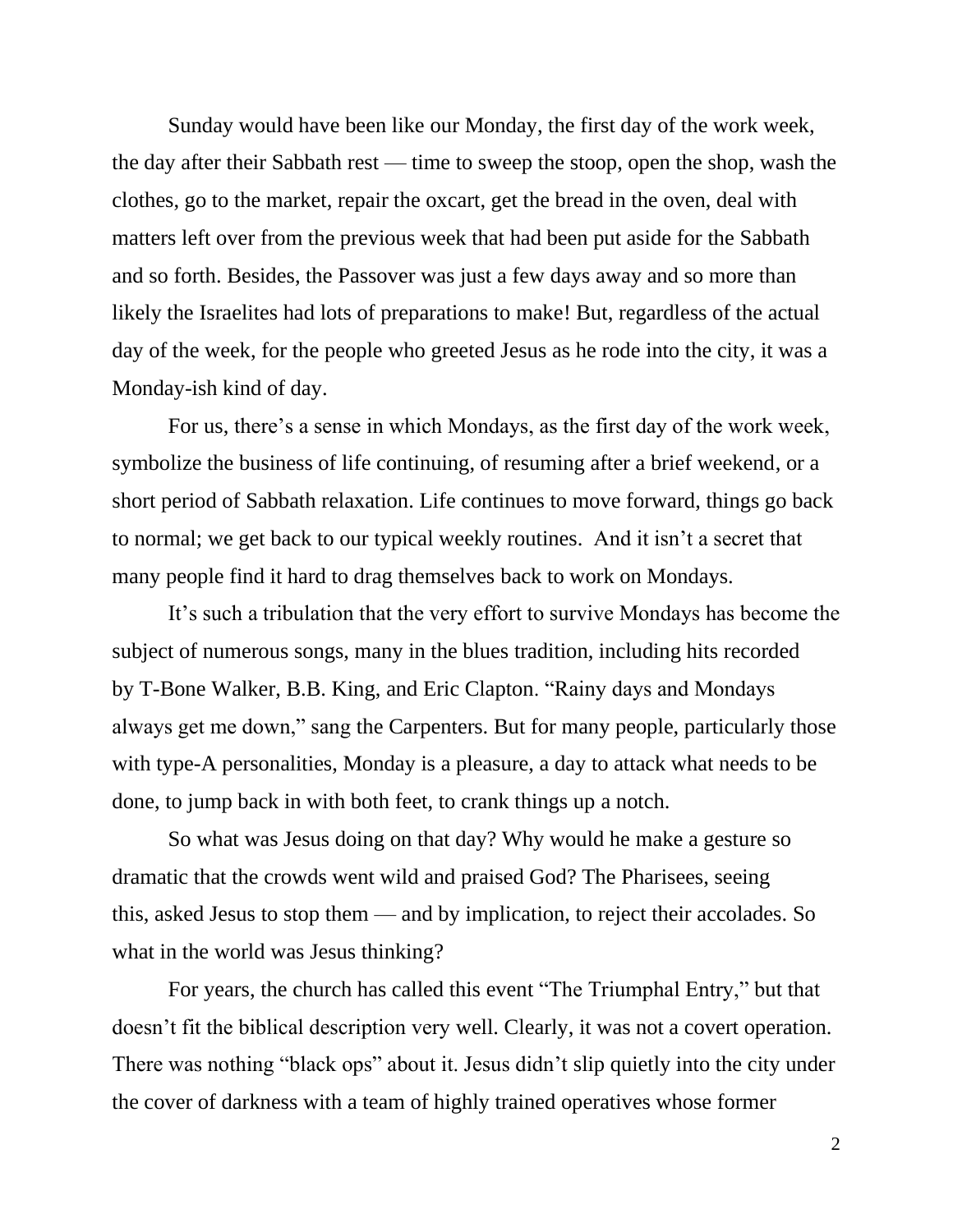Sunday would have been like our Monday, the first day of the work week, the day after their Sabbath rest — time to sweep the stoop, open the shop, wash the clothes, go to the market, repair the oxcart, get the bread in the oven, deal with matters left over from the previous week that had been put aside for the Sabbath and so forth. Besides, the Passover was just a few days away and so more than likely the Israelites had lots of preparations to make! But, regardless of the actual day of the week, for the people who greeted Jesus as he rode into the city, it was a Monday-ish kind of day.

For us, there's a sense in which Mondays, as the first day of the work week, symbolize the business of life continuing, of resuming after a brief weekend, or a short period of Sabbath relaxation. Life continues to move forward, things go back to normal; we get back to our typical weekly routines. And it isn't a secret that many people find it hard to drag themselves back to work on Mondays.

It's such a tribulation that the very effort to survive Mondays has become the subject of numerous songs, many in the blues tradition, including hits recorded by T-Bone Walker, B.B. King, and Eric Clapton. "Rainy days and Mondays always get me down," sang the Carpenters. But for many people, particularly those with type-A personalities, Monday is a pleasure, a day to attack what needs to be done, to jump back in with both feet, to crank things up a notch.

So what was Jesus doing on that day? Why would he make a gesture so dramatic that the crowds went wild and praised God? The Pharisees, seeing this, asked Jesus to stop them — and by implication, to reject their accolades. So what in the world was Jesus thinking?

For years, the church has called this event "The Triumphal Entry," but that doesn't fit the biblical description very well. Clearly, it was not a covert operation. There was nothing "black ops" about it. Jesus didn't slip quietly into the city under the cover of darkness with a team of highly trained operatives whose former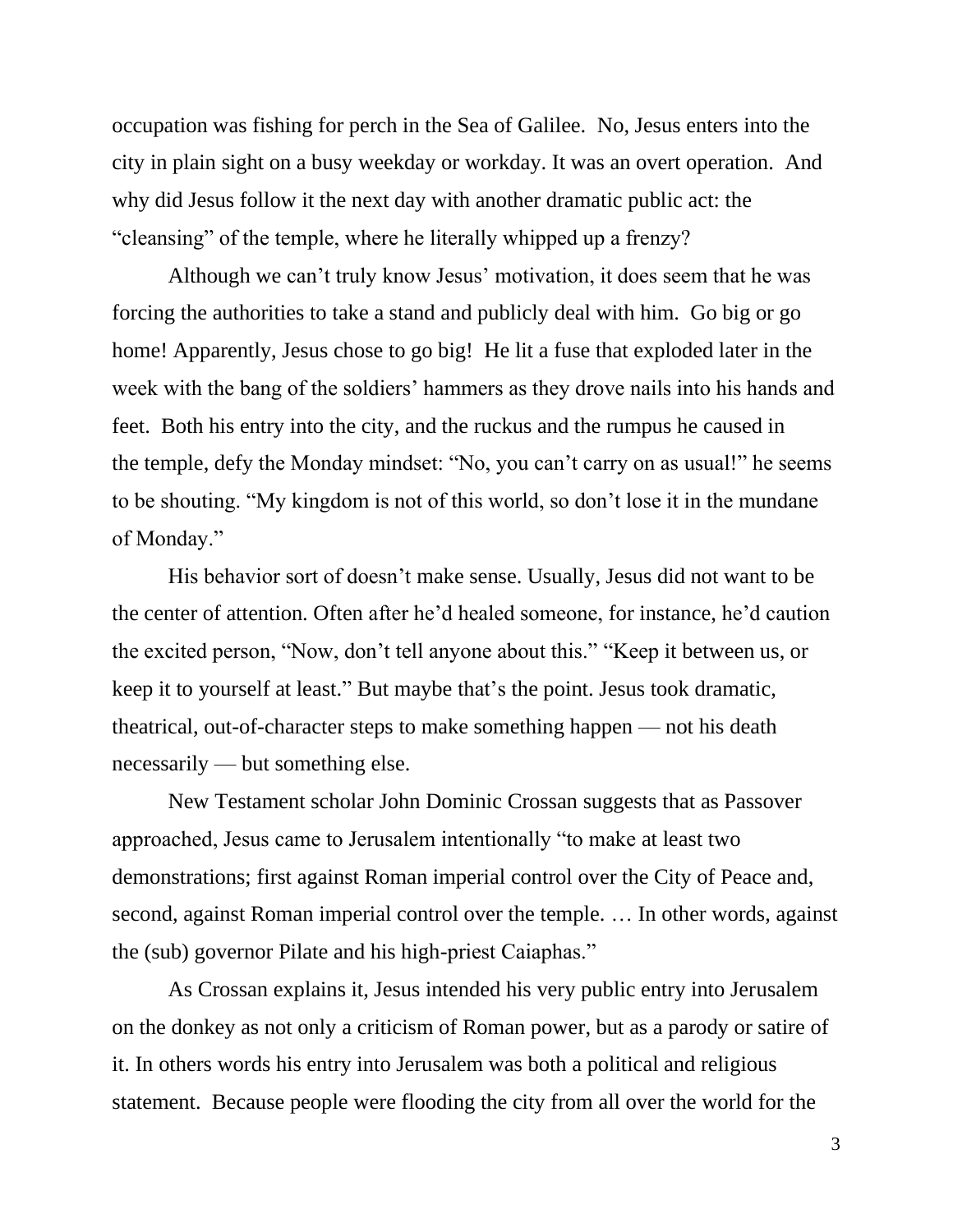occupation was fishing for perch in the Sea of Galilee. No, Jesus enters into the city in plain sight on a busy weekday or workday. It was an overt operation. And why did Jesus follow it the next day with another dramatic public act: the "cleansing" of the temple, where he literally whipped up a frenzy?

Although we can't truly know Jesus' motivation, it does seem that he was forcing the authorities to take a stand and publicly deal with him. Go big or go home! Apparently, Jesus chose to go big! He lit a fuse that exploded later in the week with the bang of the soldiers' hammers as they drove nails into his hands and feet. Both his entry into the city, and the ruckus and the rumpus he caused in the temple, defy the Monday mindset: "No, you can't carry on as usual!" he seems to be shouting. "My kingdom is not of this world, so don't lose it in the mundane of Monday."

His behavior sort of doesn't make sense. Usually, Jesus did not want to be the center of attention. Often after he'd healed someone, for instance, he'd caution the excited person, "Now, don't tell anyone about this." "Keep it between us, or keep it to yourself at least." But maybe that's the point. Jesus took dramatic, theatrical, out-of-character steps to make something happen — not his death necessarily — but something else.

New Testament scholar John Dominic Crossan suggests that as Passover approached, Jesus came to Jerusalem intentionally "to make at least two demonstrations; first against Roman imperial control over the City of Peace and, second, against Roman imperial control over the temple. … In other words, against the (sub) governor Pilate and his high-priest Caiaphas."

As Crossan explains it, Jesus intended his very public entry into Jerusalem on the donkey as not only a criticism of Roman power, but as a parody or satire of it. In others words his entry into Jerusalem was both a political and religious statement. Because people were flooding the city from all over the world for the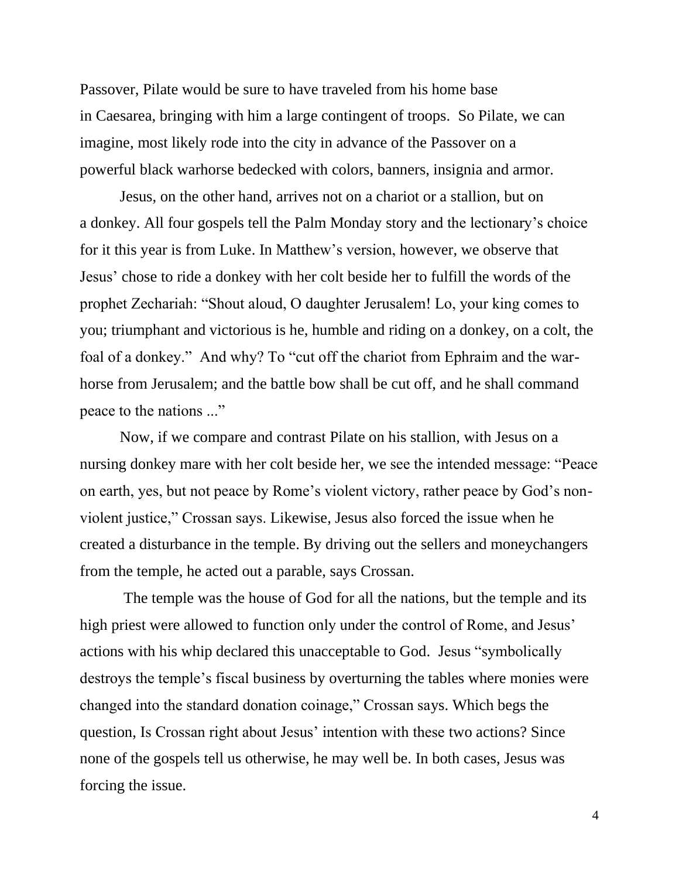Passover, Pilate would be sure to have traveled from his home base in Caesarea, bringing with him a large contingent of troops. So Pilate, we can imagine, most likely rode into the city in advance of the Passover on a powerful black warhorse bedecked with colors, banners, insignia and armor.

Jesus, on the other hand, arrives not on a chariot or a stallion, but on a donkey. All four gospels tell the Palm Monday story and the lectionary's choice for it this year is from Luke. In Matthew's version, however, we observe that Jesus' chose to ride a donkey with her colt beside her to fulfill the words of the prophet Zechariah: "Shout aloud, O daughter Jerusalem! Lo, your king comes to you; triumphant and victorious is he, humble and riding on a donkey, on a colt, the foal of a donkey." And why? To "cut off the chariot from Ephraim and the war-horse from Jerusalem; and the battle bow shall be cut off, and he shall command peace to the nations ..."

Now, if we compare and contrast Pilate on his stallion, with Jesus on a nursing donkey mare with her colt beside her, we see the intended message: "Peace on earth, yes, but not peace by Rome's violent victory, rather peace by God's non-violent justice," Crossan says. Likewise, Jesus also forced the issue when he created a disturbance in the temple. By driving out the sellers and moneychangers from the temple, he acted out a parable, says Crossan.

The temple was the house of God for all the nations, but the temple and its high priest were allowed to function only under the control of Rome, and Jesus' actions with his whip declared this unacceptable to God. Jesus "symbolically destroys the temple's fiscal business by overturning the tables where monies were changed into the standard donation coinage," Crossan says. Which begs the question, Is Crossan right about Jesus' intention with these two actions? Since none of the gospels tell us otherwise, he may well be. In both cases, Jesus was forcing the issue.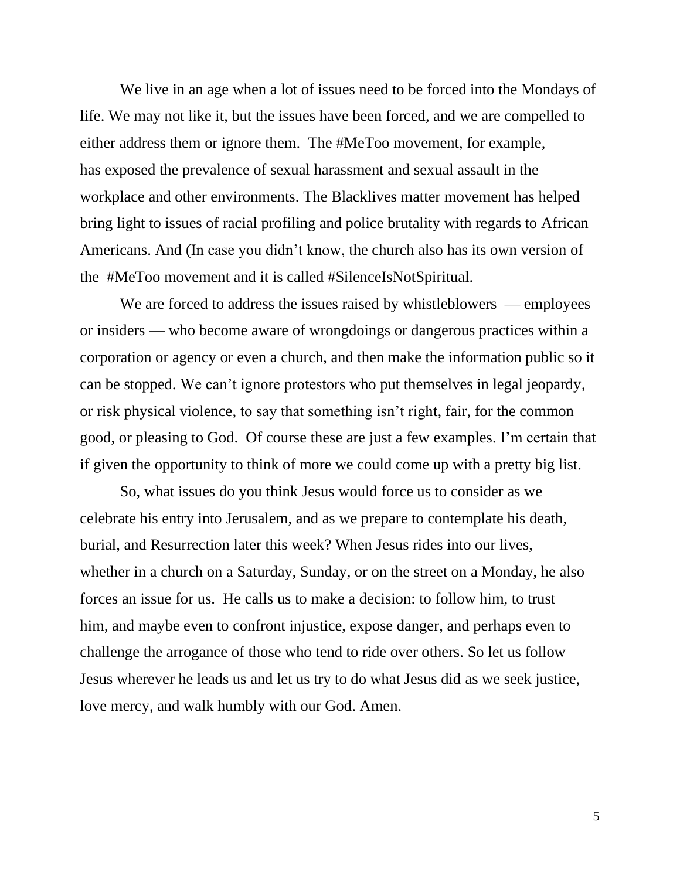We live in an age when a lot of issues need to be forced into the Mondays of life. We may not like it, but the issues have been forced, and we are compelled to either address them or ignore them. The #MeToo movement, for example, has exposed the prevalence of sexual harassment and sexual assault in the workplace and other environments. The Blacklives matter movement has helped bring light to issues of racial profiling and police brutality with regards to African Americans. And (In case you didn't know, the church also has its own version of the #MeToo movement and it is called #SilenceIsNotSpiritual.

We are forced to address the issues raised by whistleblowers — employees or insiders — who become aware of wrongdoings or dangerous practices within a corporation or agency or even a church, and then make the information public so it can be stopped. We can't ignore protestors who put themselves in legal jeopardy, or risk physical violence, to say that something isn't right, fair, for the common good, or pleasing to God. Of course these are just a few examples. I'm certain that if given the opportunity to think of more we could come up with a pretty big list.

So, what issues do you think Jesus would force us to consider as we celebrate his entry into Jerusalem, and as we prepare to contemplate his death, burial, and Resurrection later this week? When Jesus rides into our lives, whether in a church on a Saturday, Sunday, or on the street on a Monday, he also forces an issue for us. He calls us to make a decision: to follow him, to trust him, and maybe even to confront injustice, expose danger, and perhaps even to challenge the arrogance of those who tend to ride over others. So let us follow Jesus wherever he leads us and let us try to do what Jesus did as we seek justice, love mercy, and walk humbly with our God. Amen.